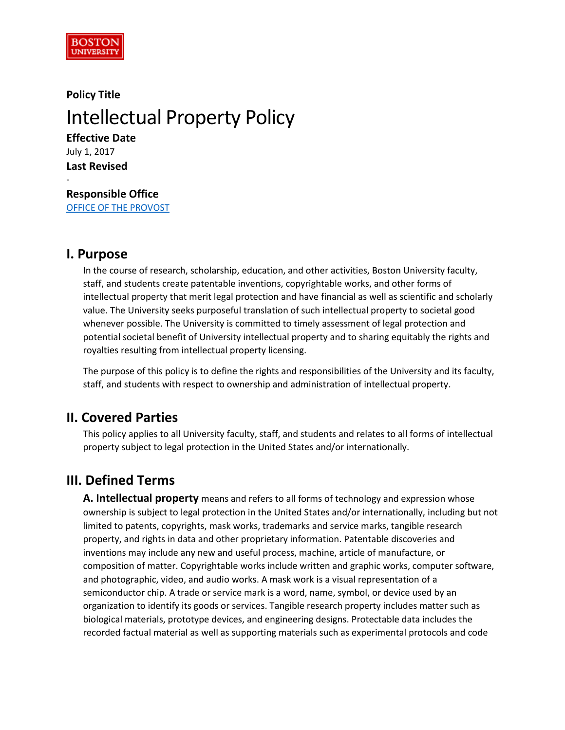BOSTON UNIVERSITY

**Policy Title**

# Intellectual Property Policy

**Effective Date**

July 1, 2017

**Last Revised**

-

**Responsible Office**

OFFICE OF THE PROVOST

## I. Purpose

In the course of research, scholarship, education, and other activities, Boston University faculty, staff, and students create patentable inventions, copyrightable works, and other forms of intellectual property that merit legal protection and have financial as well as scientific and scholarly value. The University seeks purposeful translation of such intellectual property to societal good whenever possible. The University is committed to timely assessment of legal protection and potential societal benefit of University intellectual property and to sharing equitably the rights and royalties resulting from intellectual property licensing.

The purpose of this policy is to define the rights and responsibilities of the University and its faculty, staff, and students with respect to ownership and administration of intellectual property.

## II. Covered Parties

This policy applies to all University faculty, staff, and students and relates to all forms of intellectual property subject to legal protection in the United States and/or internationally.

## III. Defined Terms

**A. Intellectual property** means and refers to all forms of technology and expression whose ownership is subject to legal protection in the United States and/or internationally, including but not limited to patents, copyrights, mask works, trademarks and service marks, tangible research property, and rights in data and other proprietary information. Patentable discoveries and inventions may include any new and useful process, machine, article of manufacture, or composition of matter. Copyrightable works include written and graphic works, computer software, and photographic, video, and audio works. A mask work is a visual representation of a semiconductor chip. A trade or service mark is a word, name, symbol, or device used by an organization to identify its goods or services. Tangible research property includes matter such as biological materials, prototype devices, and engineering designs. Protectable data includes the recorded factual material as well as supporting materials such as experimental protocols and code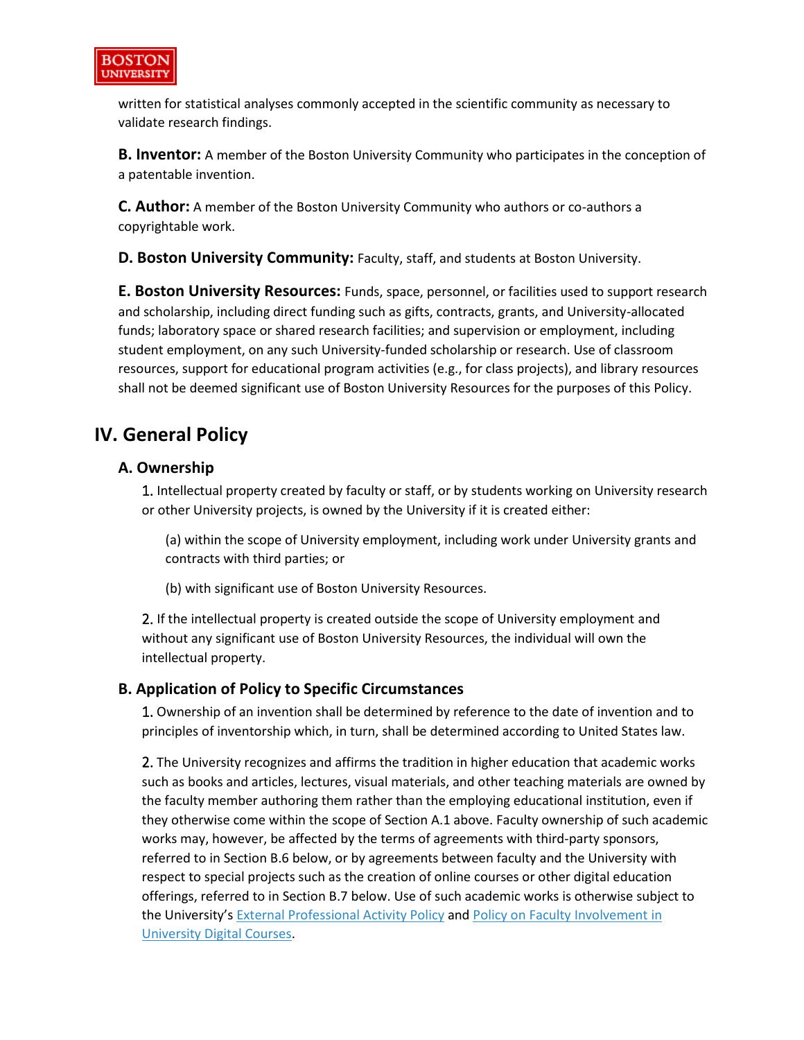written for statistical analyses commonly accepted in the scientific community as necessary to validate research findings.

**B. Inventor:** A member of the Boston University Community who participates in the conception of a patentable invention.

**C. Author:** A member of the Boston University Community who authors or co-authors a copyrightable work.

**D. Boston University Community:** Faculty, staff, and students at Boston University.

**E. Boston University Resources:** Funds, space, personnel, or facilities used to support research and scholarship, including direct funding such as gifts, contracts, grants, and University-allocated funds; laboratory space or shared research facilities; and supervision or employment, including student employment, on any such University-funded scholarship or research. Use of classroom resources, support for educational program activities (e.g., for class projects), and library resources shall not be deemed significant use of Boston University Resources for the purposes of this Policy.

## IV. General Policy

### A. Ownership

1. Intellectual property created by faculty or staff, or by students working on University research or other University projects, is owned by the University if it is created either:

   (a) within the scope of University employment, including work under University grants and contracts with third parties; or

   (b) with significant use of Boston University Resources.

2. If the intellectual property is created outside the scope of University employment and without any significant use of Boston University Resources, the individual will own the intellectual property.

### B. Application of Policy to Specific Circumstances

1. Ownership of an invention shall be determined by reference to the date of invention and to principles of inventorship which, in turn, shall be determined according to United States law.

2. The University recognizes and affirms the tradition in higher education that academic works such as books and articles, lectures, visual materials, and other teaching materials are owned by the faculty member authoring them rather than the employing educational institution, even if they otherwise come within the scope of Section A.1 above. Faculty ownership of such academic works may, however, be affected by the terms of agreements with third-party sponsors, referred to in Section B.6 below, or by agreements between faculty and the University with respect to special projects such as the creation of online courses or other digital education offerings, referred to in Section B.7 below. Use of such academic works is otherwise subject to the University's External Professional Activity Policy and Policy on Faculty Involvement in University Digital Courses.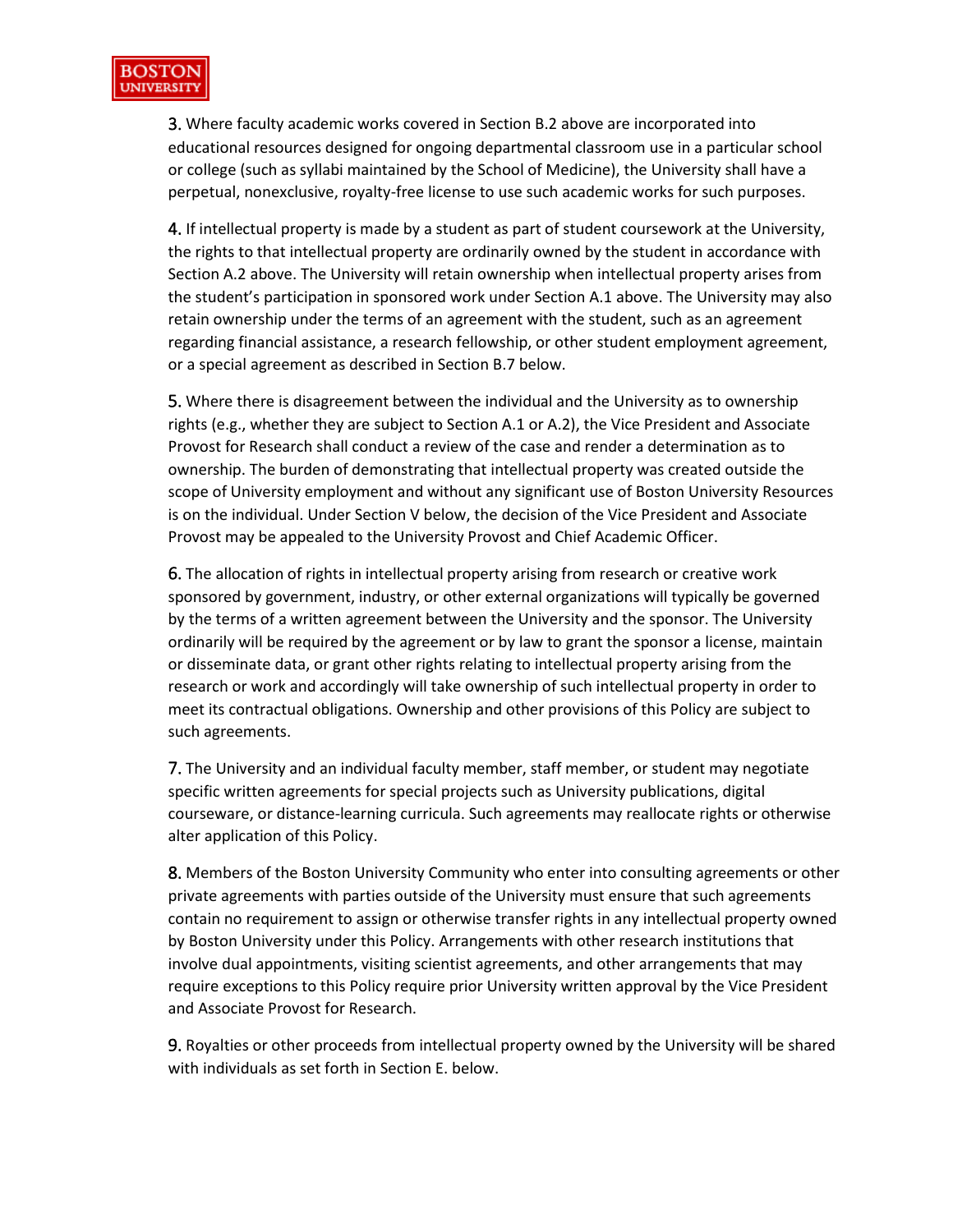3. Where faculty academic works covered in Section B.2 above are incorporated into educational resources designed for ongoing departmental classroom use in a particular school or college (such as syllabi maintained by the School of Medicine), the University shall have a perpetual, nonexclusive, royalty-free license to use such academic works for such purposes.

4. If intellectual property is made by a student as part of student coursework at the University, the rights to that intellectual property are ordinarily owned by the student in accordance with Section A.2 above. The University will retain ownership when intellectual property arises from the student's participation in sponsored work under Section A.1 above. The University may also retain ownership under the terms of an agreement with the student, such as an agreement regarding financial assistance, a research fellowship, or other student employment agreement, or a special agreement as described in Section B.7 below.

5. Where there is disagreement between the individual and the University as to ownership rights (e.g., whether they are subject to Section A.1 or A.2), the Vice President and Associate Provost for Research shall conduct a review of the case and render a determination as to ownership. The burden of demonstrating that intellectual property was created outside the scope of University employment and without any significant use of Boston University Resources is on the individual. Under Section V below, the decision of the Vice President and Associate Provost may be appealed to the University Provost and Chief Academic Officer.

6. The allocation of rights in intellectual property arising from research or creative work sponsored by government, industry, or other external organizations will typically be governed by the terms of a written agreement between the University and the sponsor. The University ordinarily will be required by the agreement or by law to grant the sponsor a license, maintain or disseminate data, or grant other rights relating to intellectual property arising from the research or work and accordingly will take ownership of such intellectual property in order to meet its contractual obligations. Ownership and other provisions of this Policy are subject to such agreements.

7. The University and an individual faculty member, staff member, or student may negotiate specific written agreements for special projects such as University publications, digital courseware, or distance-learning curricula. Such agreements may reallocate rights or otherwise alter application of this Policy.

8. Members of the Boston University Community who enter into consulting agreements or other private agreements with parties outside of the University must ensure that such agreements contain no requirement to assign or otherwise transfer rights in any intellectual property owned by Boston University under this Policy. Arrangements with other research institutions that involve dual appointments, visiting scientist agreements, and other arrangements that may require exceptions to this Policy require prior University written approval by the Vice President and Associate Provost for Research.

9. Royalties or other proceeds from intellectual property owned by the University will be shared with individuals as set forth in Section E. below.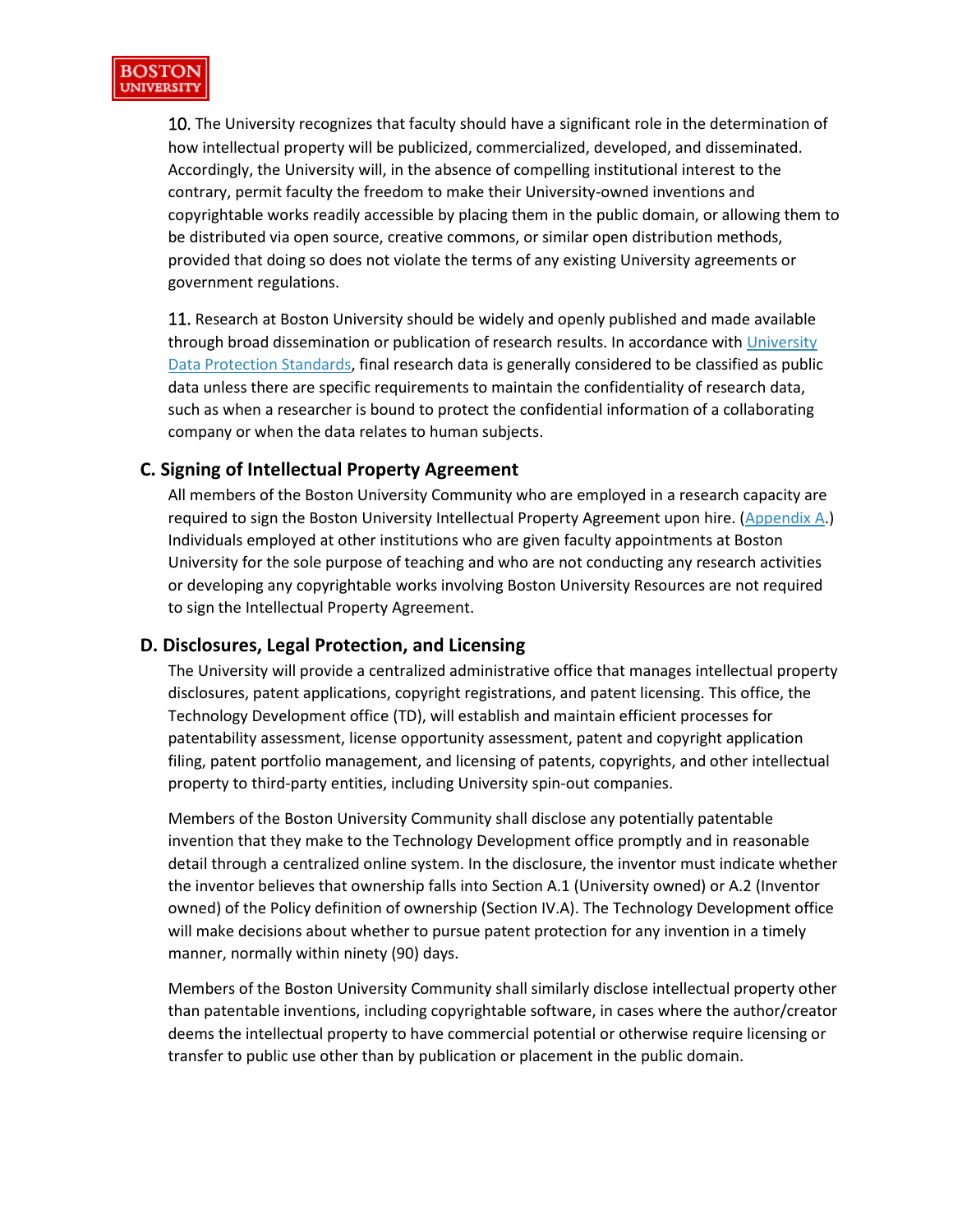10. The University recognizes that faculty should have a significant role in the determination of how intellectual property will be publicized, commercialized, developed, and disseminated. Accordingly, the University will, in the absence of compelling institutional interest to the contrary, permit faculty the freedom to make their University-owned inventions and copyrightable works readily accessible by placing them in the public domain, or allowing them to be distributed via open source, creative commons, or similar open distribution methods, provided that doing so does not violate the terms of any existing University agreements or government regulations.

11. Research at Boston University should be widely and openly published and made available through broad dissemination or publication of research results. In accordance with University Data Protection Standards, final research data is generally considered to be classified as public data unless there are specific requirements to maintain the confidentiality of research data, such as when a researcher is bound to protect the confidential information of a collaborating company or when the data relates to human subjects.

## C. Signing of Intellectual Property Agreement

All members of the Boston University Community who are employed in a research capacity are required to sign the Boston University Intellectual Property Agreement upon hire. (Appendix A.) Individuals employed at other institutions who are given faculty appointments at Boston University for the sole purpose of teaching and who are not conducting any research activities or developing any copyrightable works involving Boston University Resources are not required to sign the Intellectual Property Agreement.

## D. Disclosures, Legal Protection, and Licensing

The University will provide a centralized administrative office that manages intellectual property disclosures, patent applications, copyright registrations, and patent licensing. This office, the Technology Development office (TD), will establish and maintain efficient processes for patentability assessment, license opportunity assessment, patent and copyright application filing, patent portfolio management, and licensing of patents, copyrights, and other intellectual property to third-party entities, including University spin-out companies.

Members of the Boston University Community shall disclose any potentially patentable invention that they make to the Technology Development office promptly and in reasonable detail through a centralized online system. In the disclosure, the inventor must indicate whether the inventor believes that ownership falls into Section A.1 (University owned) or A.2 (Inventor owned) of the Policy definition of ownership (Section IV.A). The Technology Development office will make decisions about whether to pursue patent protection for any invention in a timely manner, normally within ninety (90) days.

Members of the Boston University Community shall similarly disclose intellectual property other than patentable inventions, including copyrightable software, in cases where the author/creator deems the intellectual property to have commercial potential or otherwise require licensing or transfer to public use other than by publication or placement in the public domain.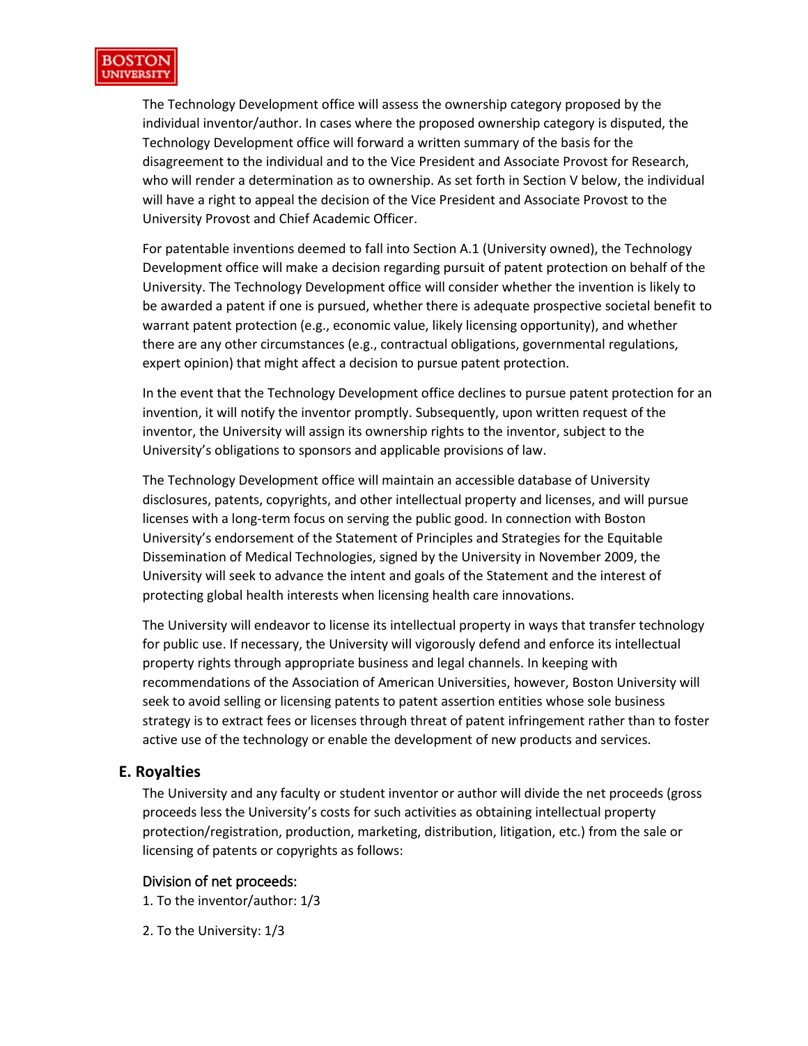The Technology Development office will assess the ownership category proposed by the individual inventor/author. In cases where the proposed ownership category is disputed, the Technology Development office will forward a written summary of the basis for the disagreement to the individual and to the Vice President and Associate Provost for Research, who will render a determination as to ownership. As set forth in Section V below, the individual will have a right to appeal the decision of the Vice President and Associate Provost to the University Provost and Chief Academic Officer.

For patentable inventions deemed to fall into Section A.1 (University owned), the Technology Development office will make a decision regarding pursuit of patent protection on behalf of the University. The Technology Development office will consider whether the invention is likely to be awarded a patent if one is pursued, whether there is adequate prospective societal benefit to warrant patent protection (e.g., economic value, likely licensing opportunity), and whether there are any other circumstances (e.g., contractual obligations, governmental regulations, expert opinion) that might affect a decision to pursue patent protection.

In the event that the Technology Development office declines to pursue patent protection for an invention, it will notify the inventor promptly. Subsequently, upon written request of the inventor, the University will assign its ownership rights to the inventor, subject to the University's obligations to sponsors and applicable provisions of law.

The Technology Development office will maintain an accessible database of University disclosures, patents, copyrights, and other intellectual property and licenses, and will pursue licenses with a long-term focus on serving the public good. In connection with Boston University's endorsement of the Statement of Principles and Strategies for the Equitable Dissemination of Medical Technologies, signed by the University in November 2009, the University will seek to advance the intent and goals of the Statement and the interest of protecting global health interests when licensing health care innovations.

The University will endeavor to license its intellectual property in ways that transfer technology for public use. If necessary, the University will vigorously defend and enforce its intellectual property rights through appropriate business and legal channels. In keeping with recommendations of the Association of American Universities, however, Boston University will seek to avoid selling or licensing patents to patent assertion entities whose sole business strategy is to extract fees or licenses through threat of patent infringement rather than to foster active use of the technology or enable the development of new products and services.

## E. Royalties

The University and any faculty or student inventor or author will divide the net proceeds (gross proceeds less the University's costs for such activities as obtaining intellectual property protection/registration, production, marketing, distribution, litigation, etc.) from the sale or licensing of patents or copyrights as follows:

### Division of net proceeds:

1. To the inventor/author: 1/3

2. To the University: 1/3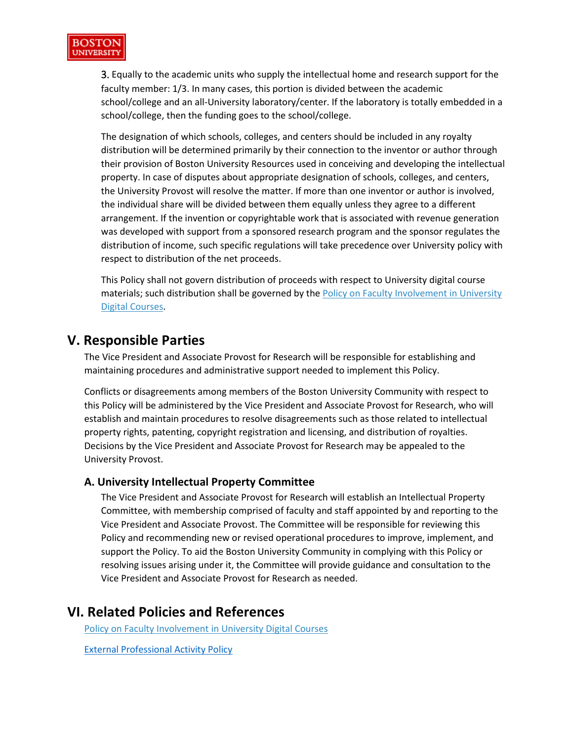3. Equally to the academic units who supply the intellectual home and research support for the faculty member: 1/3. In many cases, this portion is divided between the academic school/college and an all-University laboratory/center. If the laboratory is totally embedded in a school/college, then the funding goes to the school/college.

The designation of which schools, colleges, and centers should be included in any royalty distribution will be determined primarily by their connection to the inventor or author through their provision of Boston University Resources used in conceiving and developing the intellectual property. In case of disputes about appropriate designation of schools, colleges, and centers, the University Provost will resolve the matter. If more than one inventor or author is involved, the individual share will be divided between them equally unless they agree to a different arrangement. If the invention or copyrightable work that is associated with revenue generation was developed with support from a sponsored research program and the sponsor regulates the distribution of income, such specific regulations will take precedence over University policy with respect to distribution of the net proceeds.

This Policy shall not govern distribution of proceeds with respect to University digital course materials; such distribution shall be governed by the Policy on Faculty Involvement in University Digital Courses.

## V. Responsible Parties

The Vice President and Associate Provost for Research will be responsible for establishing and maintaining procedures and administrative support needed to implement this Policy.

Conflicts or disagreements among members of the Boston University Community with respect to this Policy will be administered by the Vice President and Associate Provost for Research, who will establish and maintain procedures to resolve disagreements such as those related to intellectual property rights, patenting, copyright registration and licensing, and distribution of royalties. Decisions by the Vice President and Associate Provost for Research may be appealed to the University Provost.

### A. University Intellectual Property Committee

The Vice President and Associate Provost for Research will establish an Intellectual Property Committee, with membership comprised of faculty and staff appointed by and reporting to the Vice President and Associate Provost. The Committee will be responsible for reviewing this Policy and recommending new or revised operational procedures to improve, implement, and support the Policy. To aid the Boston University Community in complying with this Policy or resolving issues arising under it, the Committee will provide guidance and consultation to the Vice President and Associate Provost for Research as needed.

## VI. Related Policies and References

Policy on Faculty Involvement in University Digital Courses

External Professional Activity Policy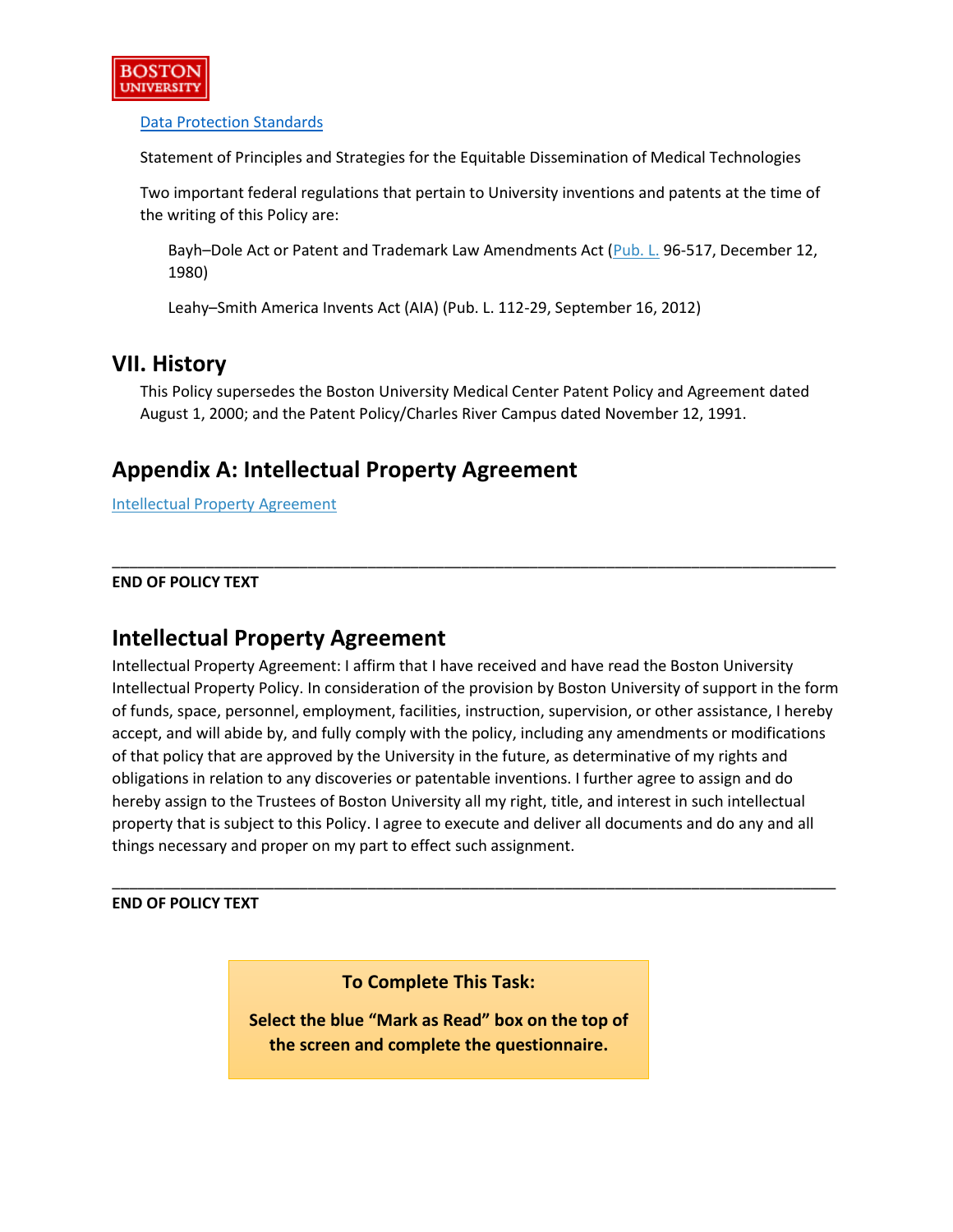[Data Protection Standards](#)

Statement of Principles and Strategies for the Equitable Dissemination of Medical Technologies

Two important federal regulations that pertain to University inventions and patents at the time of the writing of this Policy are:

Bayh–Dole Act or Patent and Trademark Law Amendments Act ([Pub. L.](#) 96-517, December 12, 1980)

Leahy–Smith America Invents Act (AIA) (Pub. L. 112-29, September 16, 2012)

## VII. History

This Policy supersedes the Boston University Medical Center Patent Policy and Agreement dated August 1, 2000; and the Patent Policy/Charles River Campus dated November 12, 1991.

## Appendix A: Intellectual Property Agreement

[Intellectual Property Agreement](#)

---

**END OF POLICY TEXT**

## Intellectual Property Agreement

Intellectual Property Agreement: I affirm that I have received and have read the Boston University Intellectual Property Policy. In consideration of the provision by Boston University of support in the form of funds, space, personnel, employment, facilities, instruction, supervision, or other assistance, I hereby accept, and will abide by, and fully comply with the policy, including any amendments or modifications of that policy that are approved by the University in the future, as determinative of my rights and obligations in relation to any discoveries or patentable inventions. I further agree to assign and do hereby assign to the Trustees of Boston University all my right, title, and interest in such intellectual property that is subject to this Policy. I agree to execute and deliver all documents and do any and all things necessary and proper on my part to effect such assignment.

---

**END OF POLICY TEXT**

**To Complete This Task:**

**Select the blue "Mark as Read" box on the top of the screen and complete the questionnaire.**